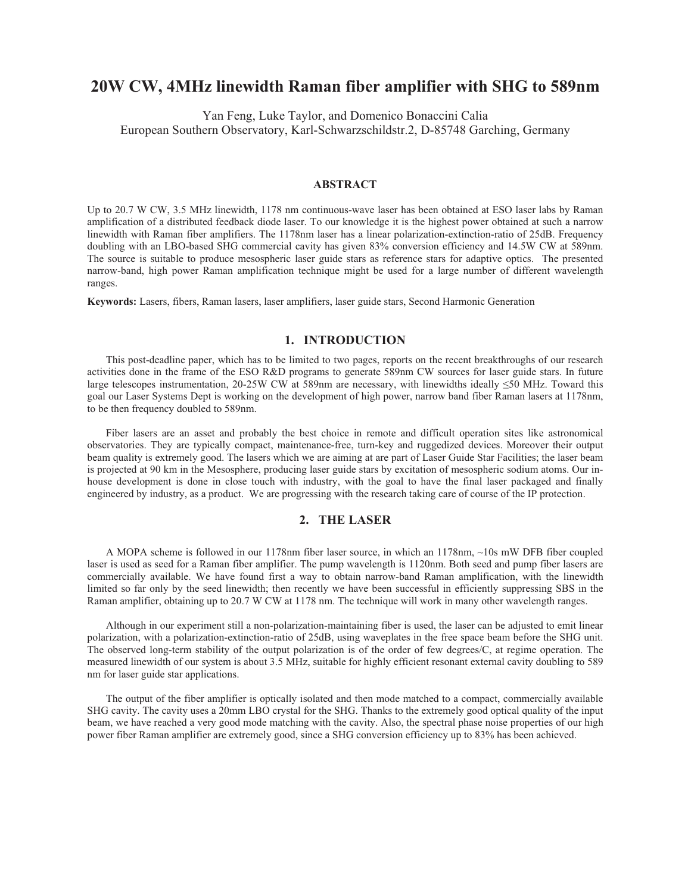# 20W CW, 4MHz linewidth Raman fiber amplifier with SHG to 589nm

Yan Feng, Luke Taylor, and Domenico Bonaccini Calia
European Southern Observatory, Karl-Schwarzschildstr.2, D-85748 Garching, Germany

## ABSTRACT

Up to 20.7 W CW, 3.5 MHz linewidth, 1178 nm continuous-wave laser has been obtained at ESO laser labs by Raman amplification of a distributed feedback diode laser. To our knowledge it is the highest power obtained at such a narrow linewidth with Raman fiber amplifiers. The 1178nm laser has a linear polarization-extinction-ratio of 25dB. Frequency doubling with an LBO-based SHG commercial cavity has given 83% conversion efficiency and 14.5W CW at 589nm. The source is suitable to produce mesospheric laser guide stars as reference stars for adaptive optics. The presented narrow-band, high power Raman amplification technique might be used for a large number of different wavelength ranges.

**Keywords:** Lasers, fibers, Raman lasers, laser amplifiers, laser guide stars, Second Harmonic Generation

## 1. INTRODUCTION

This post-deadline paper, which has to be limited to two pages, reports on the recent breakthroughs of our research activities done in the frame of the ESO R&D programs to generate 589nm CW sources for laser guide stars. In future large telescopes instrumentation, 20-25W CW at 589nm are necessary, with linewidths ideally ≤50 MHz. Toward this goal our Laser Systems Dept is working on the development of high power, narrow band fiber Raman lasers at 1178nm, to be then frequency doubled to 589nm.

Fiber lasers are an asset and probably the best choice in remote and difficult operation sites like astronomical observatories. They are typically compact, maintenance-free, turn-key and ruggedized devices. Moreover their output beam quality is extremely good. The lasers which we are aiming at are part of Laser Guide Star Facilities; the laser beam is projected at 90 km in the Mesosphere, producing laser guide stars by excitation of mesospheric sodium atoms. Our in-house development is done in close touch with industry, with the goal to have the final laser packaged and finally engineered by industry, as a product. We are progressing with the research taking care of course of the IP protection.

## 2. THE LASER

A MOPA scheme is followed in our 1178nm fiber laser source, in which an 1178nm, ~10s mW DFB fiber coupled laser is used as seed for a Raman fiber amplifier. The pump wavelength is 1120nm. Both seed and pump fiber lasers are commercially available. We have found first a way to obtain narrow-band Raman amplification, with the linewidth limited so far only by the seed linewidth; then recently we have been successful in efficiently suppressing SBS in the Raman amplifier, obtaining up to 20.7 W CW at 1178 nm. The technique will work in many other wavelength ranges.

Although in our experiment still a non-polarization-maintaining fiber is used, the laser can be adjusted to emit linear polarization, with a polarization-extinction-ratio of 25dB, using waveplates in the free space beam before the SHG unit. The observed long-term stability of the output polarization is of the order of few degrees/C, at regime operation. The measured linewidth of our system is about 3.5 MHz, suitable for highly efficient resonant external cavity doubling to 589 nm for laser guide star applications.

The output of the fiber amplifier is optically isolated and then mode matched to a compact, commercially available SHG cavity. The cavity uses a 20mm LBO crystal for the SHG. Thanks to the extremely good optical quality of the input beam, we have reached a very good mode matching with the cavity. Also, the spectral phase noise properties of our high power fiber Raman amplifier are extremely good, since a SHG conversion efficiency up to 83% has been achieved.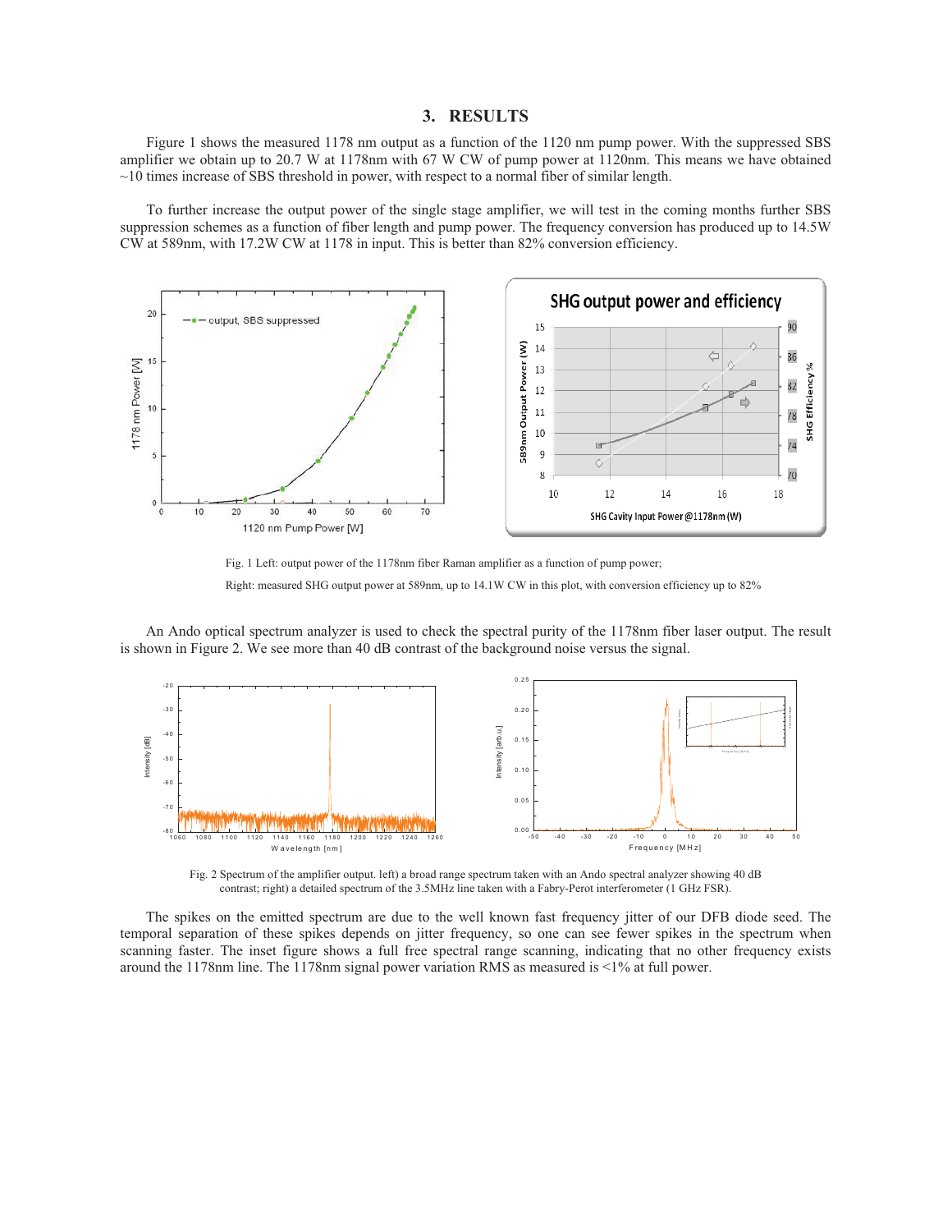## 3. RESULTS

Figure 1 shows the measured 1178 nm output as a function of the 1120 nm pump power. With the suppressed SBS amplifier we obtain up to 20.7 W at 1178nm with 67 W CW of pump power at 1120nm. This means we have obtained ~10 times increase of SBS threshold in power, with respect to a normal fiber of similar length.

To further increase the output power of the single stage amplifier, we will test in the coming months further SBS suppression schemes as a function of fiber length and pump power. The frequency conversion has produced up to 14.5W CW at 589nm, with 17.2W CW at 1178 in input. This is better than 82% conversion efficiency.

output, SBS suppressed

1178 nm Power [W]

1120 nm Pump Power [W]

0 10 20 30 40 50 60 70

0 5 10 15 20

SHG output power and efficiency

589nm Output Power (W)

SHG Efficiency %

SHG Cavity Input Power @1178nm (W)

10 12 14 16 18

8 9 10 11 12 13 14 15

70 74 78 82 86 90

Fig. 1 Left: output power of the 1178nm fiber Raman amplifier as a function of pump power;

Right: measured SHG output power at 589nm, up to 14.1W CW in this plot, with conversion efficiency up to 82%

An Ando optical spectrum analyzer is used to check the spectral purity of the 1178nm fiber laser output. The result is shown in Figure 2. We see more than 40 dB contrast of the background noise versus the signal.

Intensity [dB]

Wavelength [nm]

1060 1080 1100 1120 1140 1160 1180 1200 1220 1240 1260

-80 -70 -60 -50 -40 -30 -20

Intensity [arb.u.]

Frequency [MHz]

-50 -40 -30 -20 -10 0 10 20 30 40 50

0.00 0.05 0.10 0.15 0.20 0.25

Fig. 2 Spectrum of the amplifier output. left) a broad range spectrum taken with an Ando spectral analyzer showing 40 dB contrast; right) a detailed spectrum of the 3.5MHz line taken with a Fabry-Perot interferometer (1 GHz FSR).

The spikes on the emitted spectrum are due to the well known fast frequency jitter of our DFB diode seed. The temporal separation of these spikes depends on jitter frequency, so one can see fewer spikes in the spectrum when scanning faster. The inset figure shows a full free spectral range scanning, indicating that no other frequency exists around the 1178nm line. The 1178nm signal power variation RMS as measured is <1% at full power.